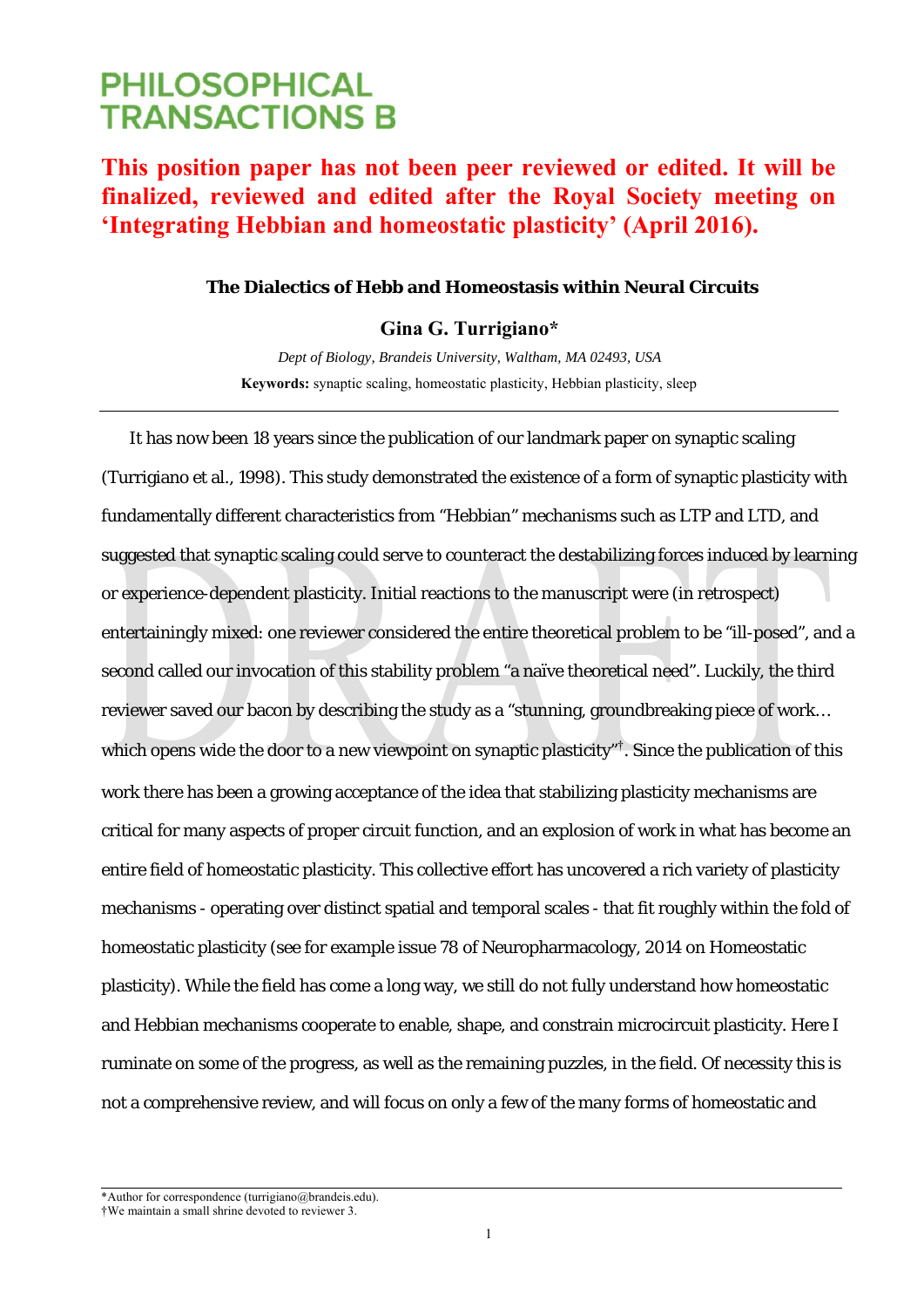# PHILOSOPHICAL TRANSACTIONS B

**This position paper has not been peer reviewed or edited. It will be finalized, reviewed and edited after the Royal Society meeting on 'Integrating Hebbian and homeostatic plasticity' (April 2016).**

## The Dialectics of Hebb and Homeostasis within Neural Circuits

**Gina G. Turrigiano***

*Dept of Biology, Brandeis University, Waltham, MA 02493, USA*

**Keywords:** synaptic scaling, homeostatic plasticity, Hebbian plasticity, sleep

---

It has now been 18 years since the publication of our landmark paper on synaptic scaling (Turrigiano et al., 1998). This study demonstrated the existence of a form of synaptic plasticity with fundamentally different characteristics from "Hebbian" mechanisms such as LTP and LTD, and suggested that synaptic scaling could serve to counteract the destabilizing forces induced by learning or experience-dependent plasticity. Initial reactions to the manuscript were (in retrospect) entertainingly mixed: one reviewer considered the entire theoretical problem to be "ill-posed", and a second called our invocation of this stability problem "a naïve theoretical need". Luckily, the third reviewer saved our bacon by describing the study as a "stunning, groundbreaking piece of work… which opens wide the door to a new viewpoint on synaptic plasticity"[†]. Since the publication of this work there has been a growing acceptance of the idea that stabilizing plasticity mechanisms are critical for many aspects of proper circuit function, and an explosion of work in what has become an entire field of homeostatic plasticity. This collective effort has uncovered a rich variety of plasticity mechanisms - operating over distinct spatial and temporal scales - that fit roughly within the fold of homeostatic plasticity (see for example issue 78 of Neuropharmacology, 2014 on Homeostatic plasticity). While the field has come a long way, we still do not fully understand how homeostatic and Hebbian mechanisms cooperate to enable, shape, and constrain microcircuit plasticity. Here I ruminate on some of the progress, as well as the remaining puzzles, in the field. Of necessity this is not a comprehensive review, and will focus on only a few of the many forms of homeostatic and

---

*Author for correspondence (turrigiano@brandeis.edu).
†We maintain a small shrine devoted to reviewer 3.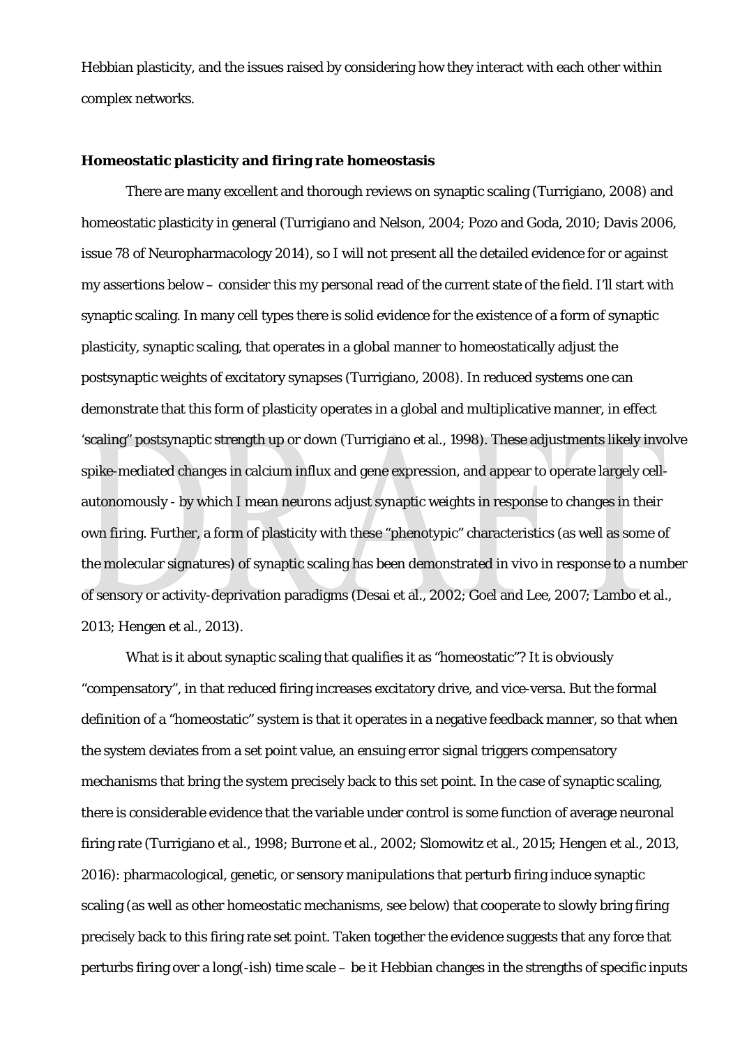Hebbian plasticity, and the issues raised by considering how they interact with each other within complex networks.

**Homeostatic plasticity and firing rate homeostasis**

There are many excellent and thorough reviews on synaptic scaling (Turrigiano, 2008) and homeostatic plasticity in general (Turrigiano and Nelson, 2004; Pozo and Goda, 2010; Davis 2006, issue 78 of Neuropharmacology 2014), so I will not present all the detailed evidence for or against my assertions below – consider this my personal read of the current state of the field. I'll start with synaptic scaling. In many cell types there is solid evidence for the existence of a form of synaptic plasticity, synaptic scaling, that operates in a global manner to homeostatically adjust the postsynaptic weights of excitatory synapses (Turrigiano, 2008). In reduced systems one can demonstrate that this form of plasticity operates in a global and multiplicative manner, in effect 'scaling" postsynaptic strength up or down (Turrigiano et al., 1998). These adjustments likely involve spike-mediated changes in calcium influx and gene expression, and appear to operate largely cell-autonomously - by which I mean neurons adjust synaptic weights in response to changes in their own firing. Further, a form of plasticity with these "phenotypic" characteristics (as well as some of the molecular signatures) of synaptic scaling has been demonstrated in vivo in response to a number of sensory or activity-deprivation paradigms (Desai et al., 2002; Goel and Lee, 2007; Lambo et al., 2013; Hengen et al., 2013).

What is it about synaptic scaling that qualifies it as "homeostatic"? It is obviously "compensatory", in that reduced firing increases excitatory drive, and vice-versa. But the formal definition of a "homeostatic" system is that it operates in a negative feedback manner, so that when the system deviates from a set point value, an ensuing error signal triggers compensatory mechanisms that bring the system precisely back to this set point. In the case of synaptic scaling, there is considerable evidence that the variable under control is some function of average neuronal firing rate (Turrigiano et al., 1998; Burrone et al., 2002; Slomowitz et al., 2015; Hengen et al., 2013, 2016): pharmacological, genetic, or sensory manipulations that perturb firing induce synaptic scaling (as well as other homeostatic mechanisms, see below) that cooperate to slowly bring firing precisely back to this firing rate set point. Taken together the evidence suggests that any force that perturbs firing over a long(-ish) time scale – be it Hebbian changes in the strengths of specific inputs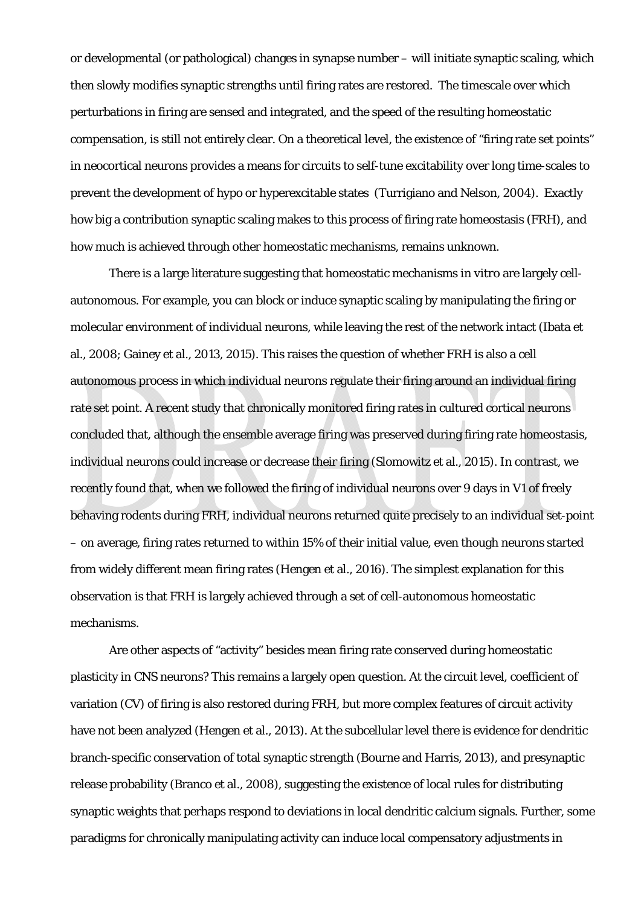or developmental (or pathological) changes in synapse number – will initiate synaptic scaling, which then slowly modifies synaptic strengths until firing rates are restored. The timescale over which perturbations in firing are sensed and integrated, and the speed of the resulting homeostatic compensation, is still not entirely clear. On a theoretical level, the existence of "firing rate set points" in neocortical neurons provides a means for circuits to self-tune excitability over long time-scales to prevent the development of hypo or hyperexcitable states (Turrigiano and Nelson, 2004). Exactly how big a contribution synaptic scaling makes to this process of firing rate homeostasis (FRH), and how much is achieved through other homeostatic mechanisms, remains unknown.

There is a large literature suggesting that homeostatic mechanisms in vitro are largely cell-autonomous. For example, you can block or induce synaptic scaling by manipulating the firing or molecular environment of individual neurons, while leaving the rest of the network intact (Ibata et al., 2008; Gainey et al., 2013, 2015). This raises the question of whether FRH is also a cell autonomous process in which individual neurons regulate their firing around an individual firing rate set point. A recent study that chronically monitored firing rates in cultured cortical neurons concluded that, although the ensemble average firing was preserved during firing rate homeostasis, individual neurons could increase or decrease their firing (Slomowitz et al., 2015). In contrast, we recently found that, when we followed the firing of individual neurons over 9 days in V1 of freely behaving rodents during FRH, individual neurons returned quite precisely to an individual set-point – on average, firing rates returned to within 15% of their initial value, even though neurons started from widely different mean firing rates (Hengen et al., 2016). The simplest explanation for this observation is that FRH is largely achieved through a set of cell-autonomous homeostatic mechanisms.

Are other aspects of "activity" besides mean firing rate conserved during homeostatic plasticity in CNS neurons? This remains a largely open question. At the circuit level, coefficient of variation (CV) of firing is also restored during FRH, but more complex features of circuit activity have not been analyzed (Hengen et al., 2013). At the subcellular level there is evidence for dendritic branch-specific conservation of total synaptic strength (Bourne and Harris, 2013), and presynaptic release probability (Branco et al., 2008), suggesting the existence of local rules for distributing synaptic weights that perhaps respond to deviations in local dendritic calcium signals. Further, some paradigms for chronically manipulating activity can induce local compensatory adjustments in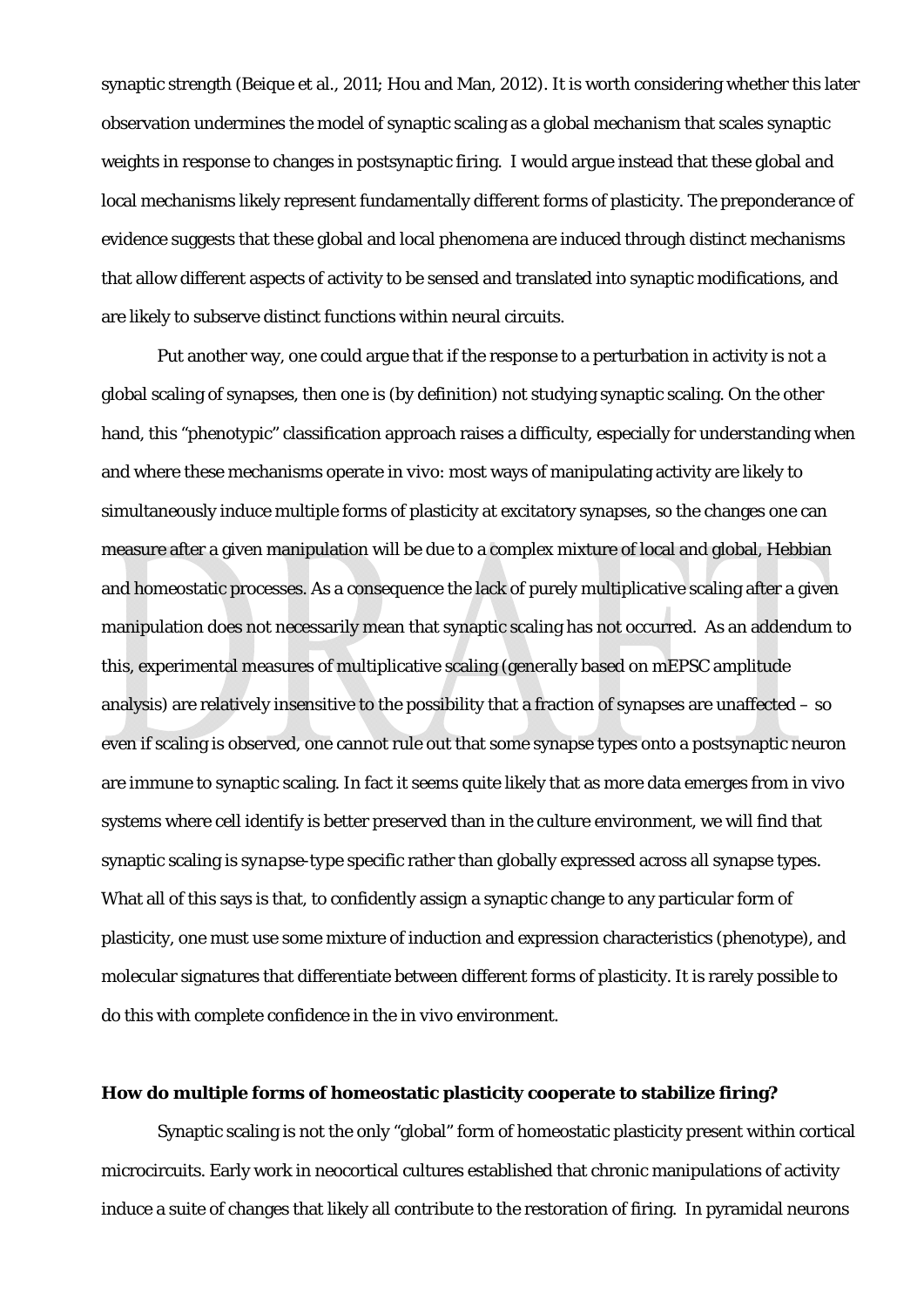synaptic strength (Beique et al., 2011; Hou and Man, 2012). It is worth considering whether this later observation undermines the model of synaptic scaling as a global mechanism that scales synaptic weights in response to changes in postsynaptic firing. I would argue instead that these global and local mechanisms likely represent fundamentally different forms of plasticity. The preponderance of evidence suggests that these global and local phenomena are induced through distinct mechanisms that allow different aspects of activity to be sensed and translated into synaptic modifications, and are likely to subserve distinct functions within neural circuits.

Put another way, one could argue that if the response to a perturbation in activity is not a global scaling of synapses, then one is (by definition) not studying synaptic scaling. On the other hand, this "phenotypic" classification approach raises a difficulty, especially for understanding when and where these mechanisms operate in vivo: most ways of manipulating activity are likely to simultaneously induce multiple forms of plasticity at excitatory synapses, so the changes one can measure after a given manipulation will be due to a complex mixture of local and global, Hebbian and homeostatic processes. As a consequence the lack of purely multiplicative scaling after a given manipulation does not necessarily mean that synaptic scaling has not occurred. As an addendum to this, experimental measures of multiplicative scaling (generally based on mEPSC amplitude analysis) are relatively insensitive to the possibility that a fraction of synapses are unaffected – so even if scaling is observed, one cannot rule out that some synapse types onto a postsynaptic neuron are immune to synaptic scaling. In fact it seems quite likely that as more data emerges from in vivo systems where cell identify is better preserved than in the culture environment, we will find that synaptic scaling is *synapse-type* specific rather than globally expressed across all synapse types. What all of this says is that, to confidently assign a synaptic change to any particular form of plasticity, one must use some mixture of induction and expression characteristics (phenotype), and molecular signatures that differentiate between different forms of plasticity. It is rarely possible to do this with complete confidence in the in vivo environment.

**How do multiple forms of homeostatic plasticity cooperate to stabilize firing?**

Synaptic scaling is not the only "global" form of homeostatic plasticity present within cortical microcircuits. Early work in neocortical cultures established that chronic manipulations of activity induce a suite of changes that likely all contribute to the restoration of firing. In pyramidal neurons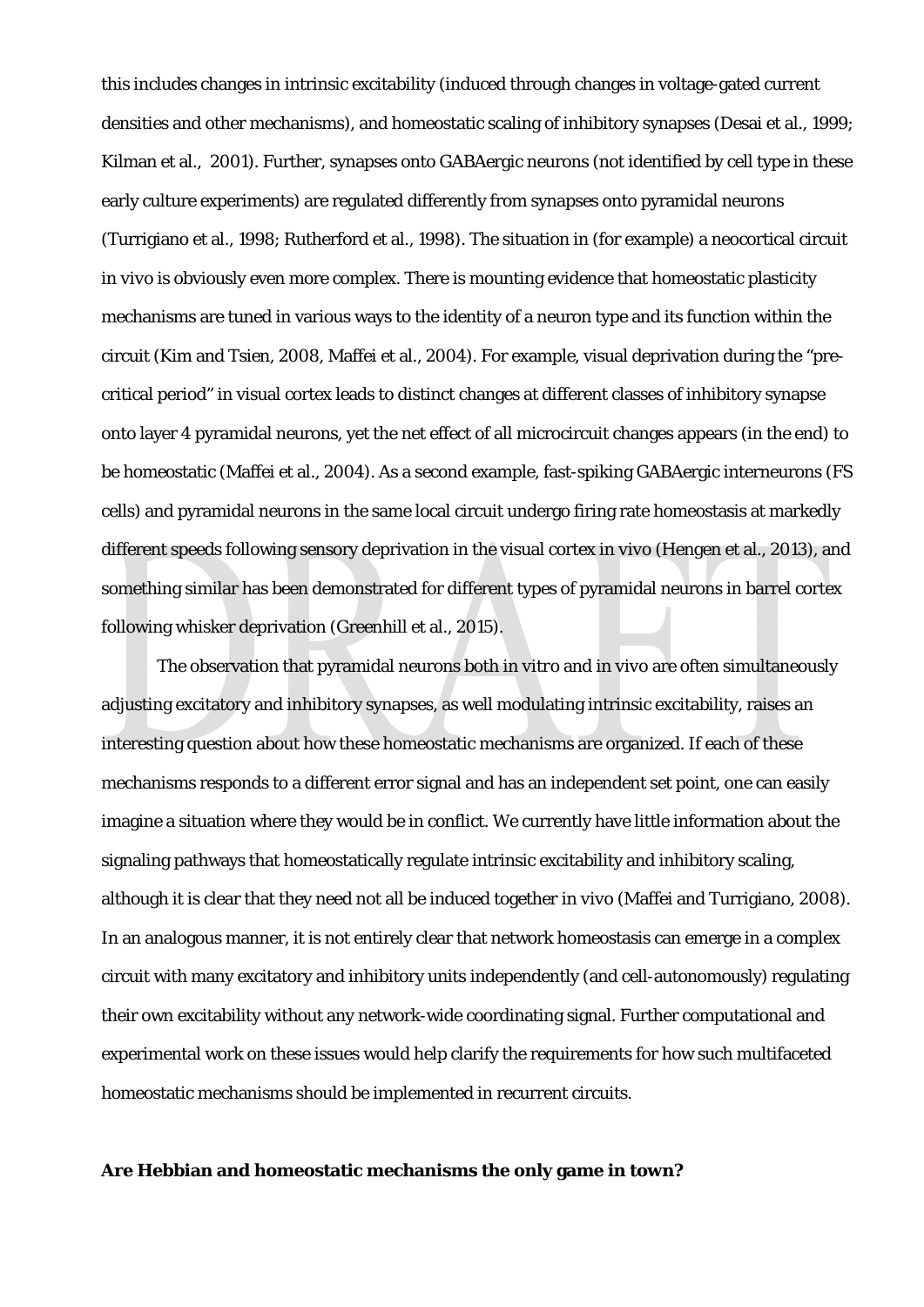this includes changes in intrinsic excitability (induced through changes in voltage-gated current densities and other mechanisms), and homeostatic scaling of inhibitory synapses (Desai et al., 1999; Kilman et al., 2001). Further, synapses onto GABAergic neurons (not identified by cell type in these early culture experiments) are regulated differently from synapses onto pyramidal neurons (Turrigiano et al., 1998; Rutherford et al., 1998). The situation in (for example) a neocortical circuit in vivo is obviously even more complex. There is mounting evidence that homeostatic plasticity mechanisms are tuned in various ways to the identity of a neuron type and its function within the circuit (Kim and Tsien, 2008, Maffei et al., 2004). For example, visual deprivation during the "pre-critical period" in visual cortex leads to distinct changes at different classes of inhibitory synapse onto layer 4 pyramidal neurons, yet the net effect of all microcircuit changes appears (in the end) to be homeostatic (Maffei et al., 2004). As a second example, fast-spiking GABAergic interneurons (FS cells) and pyramidal neurons in the same local circuit undergo firing rate homeostasis at markedly different speeds following sensory deprivation in the visual cortex in vivo (Hengen et al., 2013), and something similar has been demonstrated for different types of pyramidal neurons in barrel cortex following whisker deprivation (Greenhill et al., 2015).

The observation that pyramidal neurons both in vitro and in vivo are often simultaneously adjusting excitatory and inhibitory synapses, as well modulating intrinsic excitability, raises an interesting question about how these homeostatic mechanisms are organized. If each of these mechanisms responds to a different error signal and has an independent set point, one can easily imagine a situation where they would be in conflict. We currently have little information about the signaling pathways that homeostatically regulate intrinsic excitability and inhibitory scaling, although it is clear that they need not all be induced together in vivo (Maffei and Turrigiano, 2008). In an analogous manner, it is not entirely clear that network homeostasis can emerge in a complex circuit with many excitatory and inhibitory units independently (and cell-autonomously) regulating their own excitability without any network-wide coordinating signal. Further computational and experimental work on these issues would help clarify the requirements for how such multifaceted homeostatic mechanisms should be implemented in recurrent circuits.

**Are Hebbian and homeostatic mechanisms the only game in town?**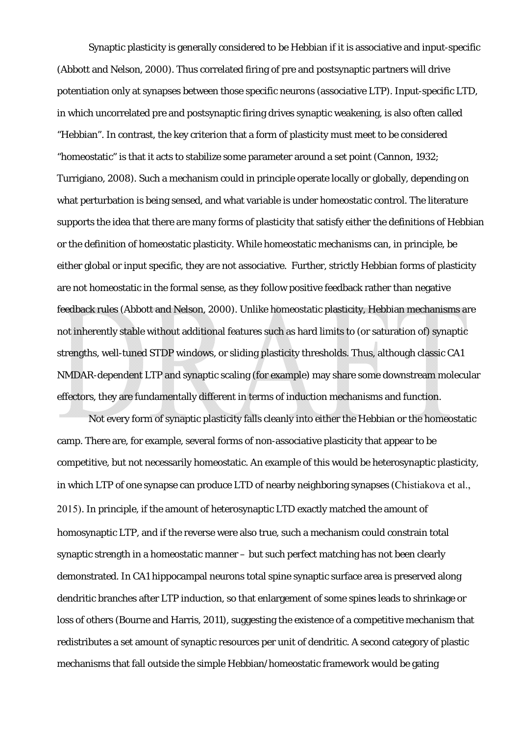Synaptic plasticity is generally considered to be Hebbian if it is associative and input-specific (Abbott and Nelson, 2000). Thus correlated firing of pre and postsynaptic partners will drive potentiation only at synapses between those specific neurons (associative LTP). Input-specific LTD, in which uncorrelated pre and postsynaptic firing drives synaptic weakening, is also often called "Hebbian". In contrast, the key criterion that a form of plasticity must meet to be considered "homeostatic" is that it acts to stabilize some parameter around a set point (Cannon, 1932; Turrigiano, 2008). Such a mechanism could in principle operate locally or globally, depending on what perturbation is being sensed, and what variable is under homeostatic control. The literature supports the idea that there are many forms of plasticity that satisfy either the definitions of Hebbian or the definition of homeostatic plasticity. While homeostatic mechanisms can, in principle, be either global or input specific, they are not associative. Further, strictly Hebbian forms of plasticity are not homeostatic in the formal sense, as they follow positive feedback rather than negative feedback rules (Abbott and Nelson, 2000). Unlike homeostatic plasticity, Hebbian mechanisms are not inherently stable without additional features such as hard limits to (or saturation of) synaptic strengths, well-tuned STDP windows, or sliding plasticity thresholds. Thus, although classic CA1 NMDAR-dependent LTP and synaptic scaling (for example) may share some downstream molecular effectors, they are fundamentally different in terms of induction mechanisms and function.

Not every form of synaptic plasticity falls cleanly into either the Hebbian or the homeostatic camp. There are, for example, several forms of non-associative plasticity that appear to be competitive, but not necessarily homeostatic. An example of this would be heterosynaptic plasticity, in which LTP of one synapse can produce LTD of nearby neighboring synapses (Chistiakova et al., 2015). In principle, if the amount of heterosynaptic LTD exactly matched the amount of homosynaptic LTP, and if the reverse were also true, such a mechanism could constrain total synaptic strength in a homeostatic manner – but such perfect matching has not been clearly demonstrated. In CA1 hippocampal neurons total spine synaptic surface area is preserved along dendritic branches after LTP induction, so that enlargement of some spines leads to shrinkage or loss of others (Bourne and Harris, 2011), suggesting the existence of a competitive mechanism that redistributes a set amount of synaptic resources per unit of dendritic. A second category of plastic mechanisms that fall outside the simple Hebbian/homeostatic framework would be gating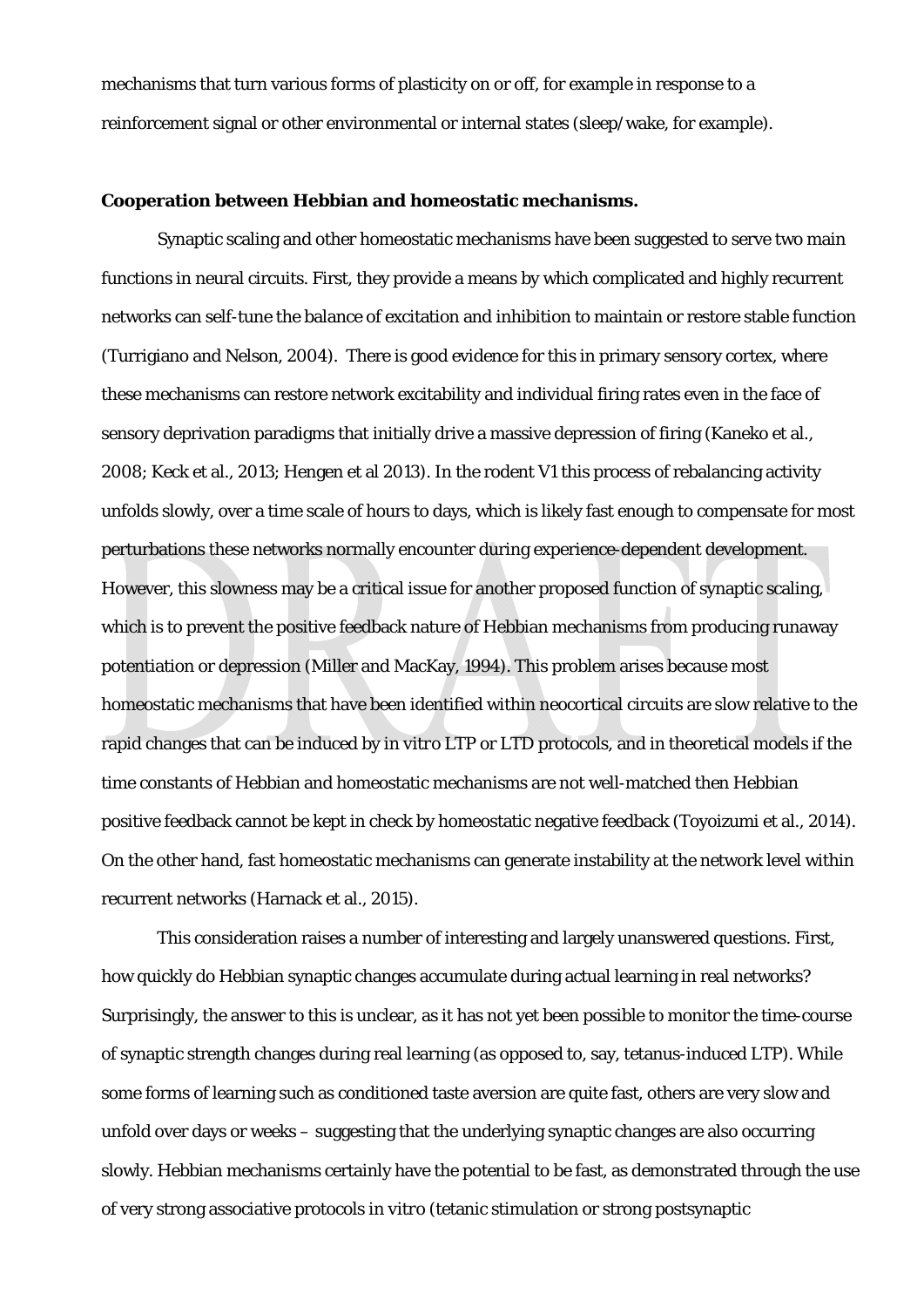mechanisms that turn various forms of plasticity on or off, for example in response to a reinforcement signal or other environmental or internal states (sleep/wake, for example).

**Cooperation between Hebbian and homeostatic mechanisms.**

Synaptic scaling and other homeostatic mechanisms have been suggested to serve two main functions in neural circuits. First, they provide a means by which complicated and highly recurrent networks can self-tune the balance of excitation and inhibition to maintain or restore stable function (Turrigiano and Nelson, 2004). There is good evidence for this in primary sensory cortex, where these mechanisms can restore network excitability and individual firing rates even in the face of sensory deprivation paradigms that initially drive a massive depression of firing (Kaneko et al., 2008; Keck et al., 2013; Hengen et al 2013). In the rodent V1 this process of rebalancing activity unfolds slowly, over a time scale of hours to days, which is likely fast enough to compensate for most perturbations these networks normally encounter during experience-dependent development. However, this slowness may be a critical issue for another proposed function of synaptic scaling, which is to prevent the positive feedback nature of Hebbian mechanisms from producing runaway potentiation or depression (Miller and MacKay, 1994). This problem arises because most homeostatic mechanisms that have been identified within neocortical circuits are slow relative to the rapid changes that can be induced by in vitro LTP or LTD protocols, and in theoretical models if the time constants of Hebbian and homeostatic mechanisms are not well-matched then Hebbian positive feedback cannot be kept in check by homeostatic negative feedback (Toyoizumi et al., 2014). On the other hand, fast homeostatic mechanisms can generate instability at the network level within recurrent networks (Harnack et al., 2015).

This consideration raises a number of interesting and largely unanswered questions. First, how quickly do Hebbian synaptic changes accumulate during actual learning in real networks? Surprisingly, the answer to this is unclear, as it has not yet been possible to monitor the time-course of synaptic strength changes during real learning (as opposed to, say, tetanus-induced LTP). While some forms of learning such as conditioned taste aversion are quite fast, others are very slow and unfold over days or weeks – suggesting that the underlying synaptic changes are also occurring slowly. Hebbian mechanisms certainly have the potential to be fast, as demonstrated through the use of very strong associative protocols in vitro (tetanic stimulation or strong postsynaptic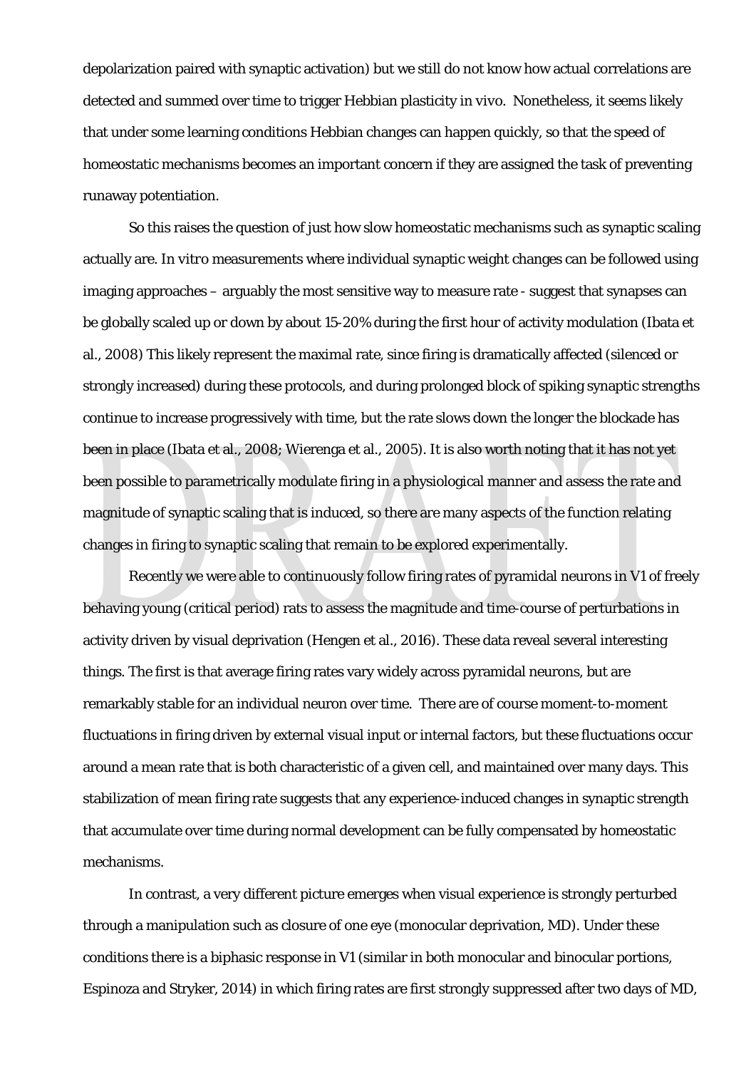depolarization paired with synaptic activation) but we still do not know how actual correlations are detected and summed over time to trigger Hebbian plasticity in vivo. Nonetheless, it seems likely that under some learning conditions Hebbian changes can happen quickly, so that the speed of homeostatic mechanisms becomes an important concern if they are assigned the task of preventing runaway potentiation.

So this raises the question of just how slow homeostatic mechanisms such as synaptic scaling actually are. In vitro measurements where individual synaptic weight changes can be followed using imaging approaches – arguably the most sensitive way to measure rate - suggest that synapses can be globally scaled up or down by about 15-20% during the first hour of activity modulation (Ibata et al., 2008) This likely represent the maximal rate, since firing is dramatically affected (silenced or strongly increased) during these protocols, and during prolonged block of spiking synaptic strengths continue to increase progressively with time, but the rate slows down the longer the blockade has been in place (Ibata et al., 2008; Wierenga et al., 2005). It is also worth noting that it has not yet been possible to parametrically modulate firing in a physiological manner and assess the rate and magnitude of synaptic scaling that is induced, so there are many aspects of the function relating changes in firing to synaptic scaling that remain to be explored experimentally.

Recently we were able to continuously follow firing rates of pyramidal neurons in V1 of freely behaving young (critical period) rats to assess the magnitude and time-course of perturbations in activity driven by visual deprivation (Hengen et al., 2016). These data reveal several interesting things. The first is that average firing rates vary widely across pyramidal neurons, but are remarkably stable for an individual neuron over time. There are of course moment-to-moment fluctuations in firing driven by external visual input or internal factors, but these fluctuations occur around a mean rate that is both characteristic of a given cell, and maintained over many days. This stabilization of mean firing rate suggests that any experience-induced changes in synaptic strength that accumulate over time during normal development can be fully compensated by homeostatic mechanisms.

In contrast, a very different picture emerges when visual experience is strongly perturbed through a manipulation such as closure of one eye (monocular deprivation, MD). Under these conditions there is a biphasic response in V1 (similar in both monocular and binocular portions, Espinoza and Stryker, 2014) in which firing rates are first strongly suppressed after two days of MD,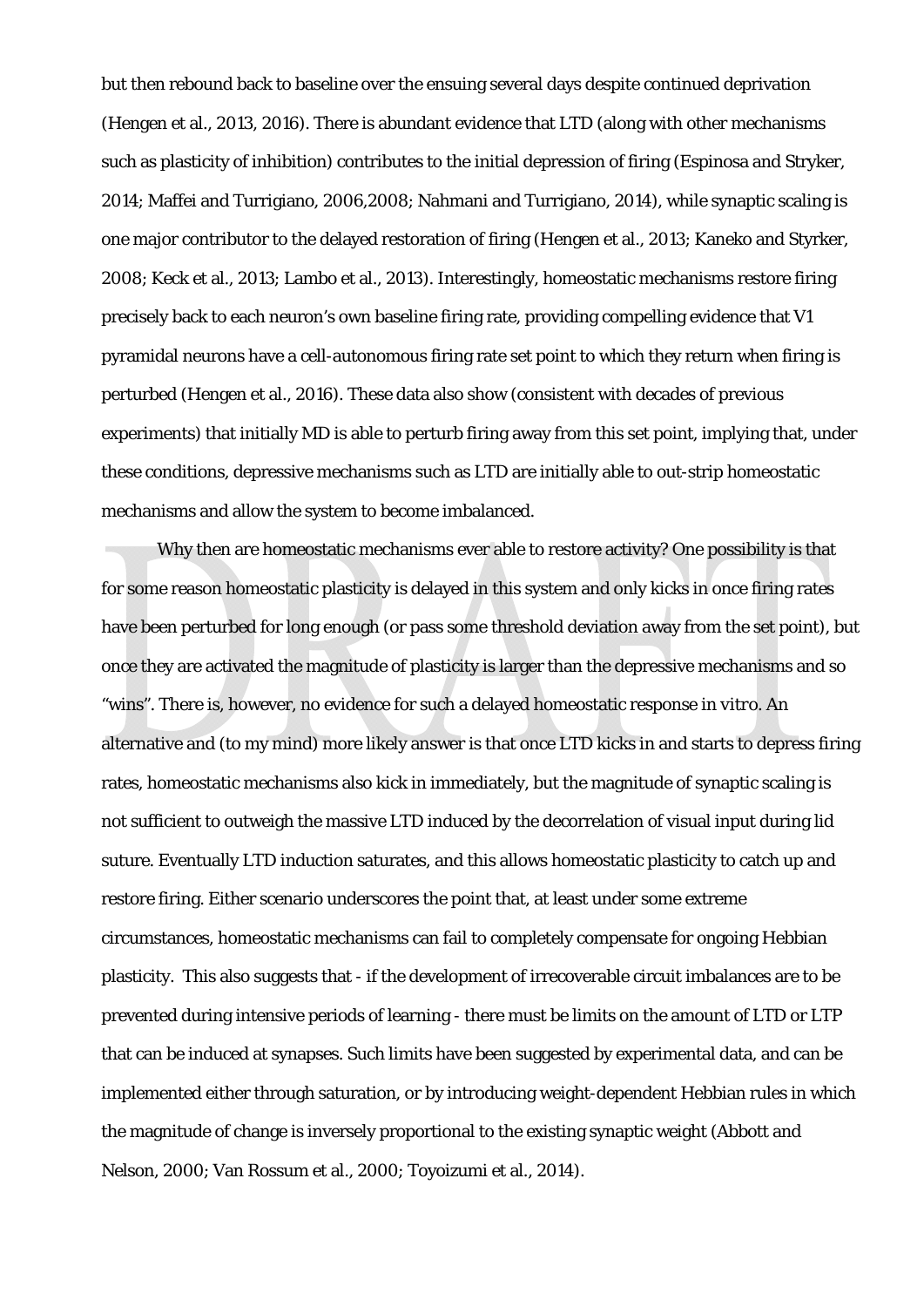but then rebound back to baseline over the ensuing several days despite continued deprivation (Hengen et al., 2013, 2016). There is abundant evidence that LTD (along with other mechanisms such as plasticity of inhibition) contributes to the initial depression of firing (Espinosa and Stryker, 2014; Maffei and Turrigiano, 2006,2008; Nahmani and Turrigiano, 2014), while synaptic scaling is one major contributor to the delayed restoration of firing (Hengen et al., 2013; Kaneko and Styrker, 2008; Keck et al., 2013; Lambo et al., 2013). Interestingly, homeostatic mechanisms restore firing precisely back to each neuron's own baseline firing rate, providing compelling evidence that V1 pyramidal neurons have a cell-autonomous firing rate set point to which they return when firing is perturbed (Hengen et al., 2016). These data also show (consistent with decades of previous experiments) that initially MD is able to perturb firing away from this set point, implying that, under these conditions, depressive mechanisms such as LTD are initially able to out-strip homeostatic mechanisms and allow the system to become imbalanced.

Why then are homeostatic mechanisms ever able to restore activity? One possibility is that for some reason homeostatic plasticity is delayed in this system and only kicks in once firing rates have been perturbed for long enough (or pass some threshold deviation away from the set point), but once they are activated the magnitude of plasticity is larger than the depressive mechanisms and so "wins". There is, however, no evidence for such a delayed homeostatic response in vitro. An alternative and (to my mind) more likely answer is that once LTD kicks in and starts to depress firing rates, homeostatic mechanisms also kick in immediately, but the magnitude of synaptic scaling is not sufficient to outweigh the massive LTD induced by the decorrelation of visual input during lid suture. Eventually LTD induction saturates, and this allows homeostatic plasticity to catch up and restore firing. Either scenario underscores the point that, at least under some extreme circumstances, homeostatic mechanisms can fail to completely compensate for ongoing Hebbian plasticity. This also suggests that - if the development of irrecoverable circuit imbalances are to be prevented during intensive periods of learning - there must be limits on the amount of LTD or LTP that can be induced at synapses. Such limits have been suggested by experimental data, and can be implemented either through saturation, or by introducing weight-dependent Hebbian rules in which the magnitude of change is inversely proportional to the existing synaptic weight (Abbott and Nelson, 2000; Van Rossum et al., 2000; Toyoizumi et al., 2014).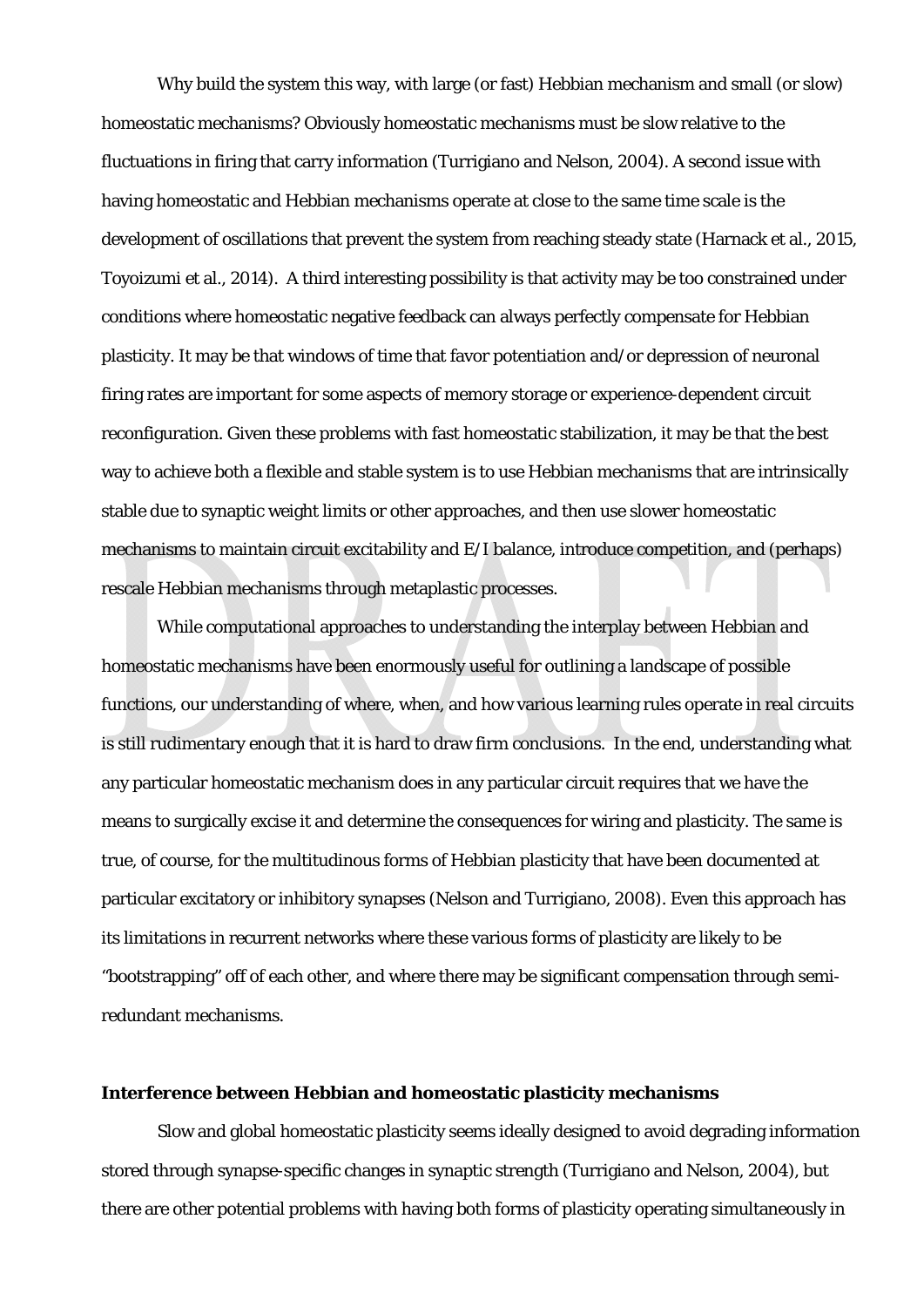Why build the system this way, with large (or fast) Hebbian mechanism and small (or slow) homeostatic mechanisms? Obviously homeostatic mechanisms must be slow relative to the fluctuations in firing that carry information (Turrigiano and Nelson, 2004). A second issue with having homeostatic and Hebbian mechanisms operate at close to the same time scale is the development of oscillations that prevent the system from reaching steady state (Harnack et al., 2015, Toyoizumi et al., 2014). A third interesting possibility is that activity may be too constrained under conditions where homeostatic negative feedback can always perfectly compensate for Hebbian plasticity. It may be that windows of time that favor potentiation and/or depression of neuronal firing rates are important for some aspects of memory storage or experience-dependent circuit reconfiguration. Given these problems with fast homeostatic stabilization, it may be that the best way to achieve both a flexible and stable system is to use Hebbian mechanisms that are intrinsically stable due to synaptic weight limits or other approaches, and then use slower homeostatic mechanisms to maintain circuit excitability and E/I balance, introduce competition, and (perhaps) rescale Hebbian mechanisms through metaplastic processes.

While computational approaches to understanding the interplay between Hebbian and homeostatic mechanisms have been enormously useful for outlining a landscape of possible functions, our understanding of where, when, and how various learning rules operate in real circuits is still rudimentary enough that it is hard to draw firm conclusions. In the end, understanding what any particular homeostatic mechanism does in any particular circuit requires that we have the means to surgically excise it and determine the consequences for wiring and plasticity. The same is true, of course, for the multitudinous forms of Hebbian plasticity that have been documented at particular excitatory or inhibitory synapses (Nelson and Turrigiano, 2008). Even this approach has its limitations in recurrent networks where these various forms of plasticity are likely to be "bootstrapping" off of each other, and where there may be significant compensation through semi-redundant mechanisms.

**Interference between Hebbian and homeostatic plasticity mechanisms**

Slow and global homeostatic plasticity seems ideally designed to avoid degrading information stored through synapse-specific changes in synaptic strength (Turrigiano and Nelson, 2004), but there are other potential problems with having both forms of plasticity operating simultaneously in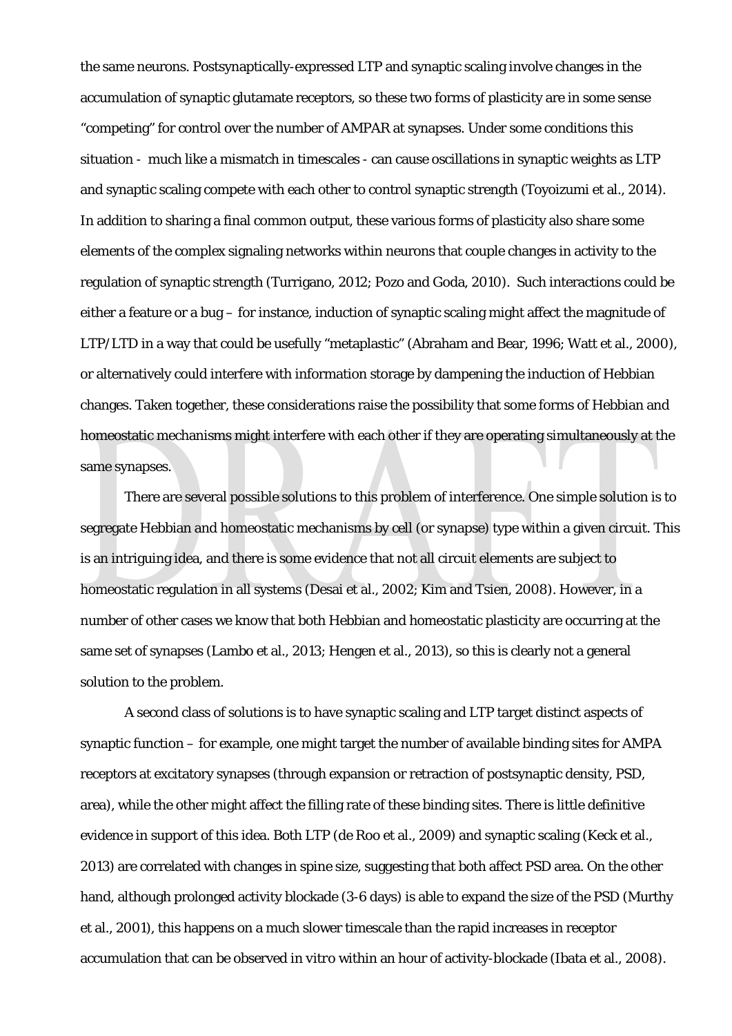the same neurons. Postsynaptically-expressed LTP and synaptic scaling involve changes in the accumulation of synaptic glutamate receptors, so these two forms of plasticity are in some sense "competing" for control over the number of AMPAR at synapses. Under some conditions this situation - much like a mismatch in timescales - can cause oscillations in synaptic weights as LTP and synaptic scaling compete with each other to control synaptic strength (Toyoizumi et al., 2014). In addition to sharing a final common output, these various forms of plasticity also share some elements of the complex signaling networks within neurons that couple changes in activity to the regulation of synaptic strength (Turrigano, 2012; Pozo and Goda, 2010). Such interactions could be either a feature or a bug – for instance, induction of synaptic scaling might affect the magnitude of LTP/LTD in a way that could be usefully "metaplastic" (Abraham and Bear, 1996; Watt et al., 2000), or alternatively could interfere with information storage by dampening the induction of Hebbian changes. Taken together, these considerations raise the possibility that some forms of Hebbian and homeostatic mechanisms might interfere with each other if they are operating simultaneously at the same synapses.

There are several possible solutions to this problem of interference. One simple solution is to segregate Hebbian and homeostatic mechanisms by cell (or synapse) type within a given circuit. This is an intriguing idea, and there is some evidence that not all circuit elements are subject to homeostatic regulation in all systems (Desai et al., 2002; Kim and Tsien, 2008). However, in a number of other cases we know that both Hebbian and homeostatic plasticity are occurring at the same set of synapses (Lambo et al., 2013; Hengen et al., 2013), so this is clearly not a general solution to the problem.

A second class of solutions is to have synaptic scaling and LTP target distinct aspects of synaptic function – for example, one might target the number of available binding sites for AMPA receptors at excitatory synapses (through expansion or retraction of postsynaptic density, PSD, area), while the other might affect the filling rate of these binding sites. There is little definitive evidence in support of this idea. Both LTP (de Roo et al., 2009) and synaptic scaling (Keck et al., 2013) are correlated with changes in spine size, suggesting that both affect PSD area. On the other hand, although prolonged activity blockade (3-6 days) is able to expand the size of the PSD (Murthy et al., 2001), this happens on a much slower timescale than the rapid increases in receptor accumulation that can be observed in vitro within an hour of activity-blockade (Ibata et al., 2008).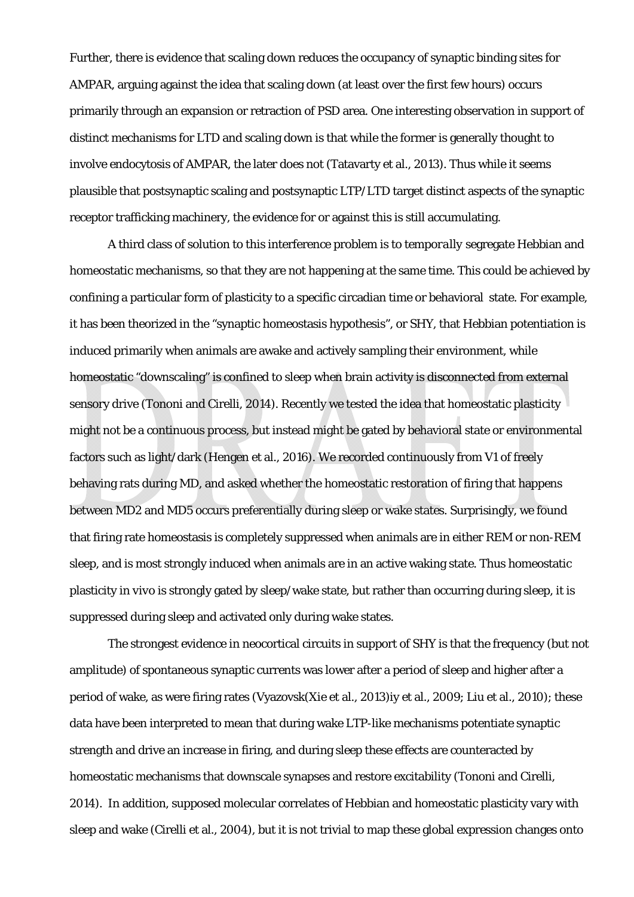Further, there is evidence that scaling down reduces the occupancy of synaptic binding sites for AMPAR, arguing against the idea that scaling down (at least over the first few hours) occurs primarily through an expansion or retraction of PSD area. One interesting observation in support of distinct mechanisms for LTD and scaling down is that while the former is generally thought to involve endocytosis of AMPAR, the later does not (Tatavarty et al., 2013). Thus while it seems plausible that postsynaptic scaling and postsynaptic LTP/LTD target distinct aspects of the synaptic receptor trafficking machinery, the evidence for or against this is still accumulating.

A third class of solution to this interference problem is to *temporally* segregate Hebbian and homeostatic mechanisms, so that they are not happening at the same time. This could be achieved by confining a particular form of plasticity to a specific circadian time or behavioral state. For example, it has been theorized in the "synaptic homeostasis hypothesis", or SHY, that Hebbian potentiation is induced primarily when animals are awake and actively sampling their environment, while homeostatic "downscaling" is confined to sleep when brain activity is disconnected from external sensory drive (Tononi and Cirelli, 2014). Recently we tested the idea that homeostatic plasticity might not be a continuous process, but instead might be gated by behavioral state or environmental factors such as light/dark (Hengen et al., 2016). We recorded continuously from V1 of freely behaving rats during MD, and asked whether the homeostatic restoration of firing that happens between MD2 and MD5 occurs preferentially during sleep or wake states. Surprisingly, we found that firing rate homeostasis is completely suppressed when animals are in either REM or non-REM sleep, and is most strongly induced when animals are in an active waking state. Thus homeostatic plasticity in vivo is strongly gated by sleep/wake state, but rather than occurring during sleep, it is suppressed during sleep and activated only during wake states.

The strongest evidence in neocortical circuits in support of SHY is that the frequency (but not amplitude) of spontaneous synaptic currents was lower after a period of sleep and higher after a period of wake, as were firing rates (Vyazovsk(Xie et al., 2013)iy et al., 2009; Liu et al., 2010); these data have been interpreted to mean that during wake LTP-like mechanisms potentiate synaptic strength and drive an increase in firing, and during sleep these effects are counteracted by homeostatic mechanisms that downscale synapses and restore excitability (Tononi and Cirelli, 2014). In addition, supposed molecular correlates of Hebbian and homeostatic plasticity vary with sleep and wake (Cirelli et al., 2004), but it is not trivial to map these global expression changes onto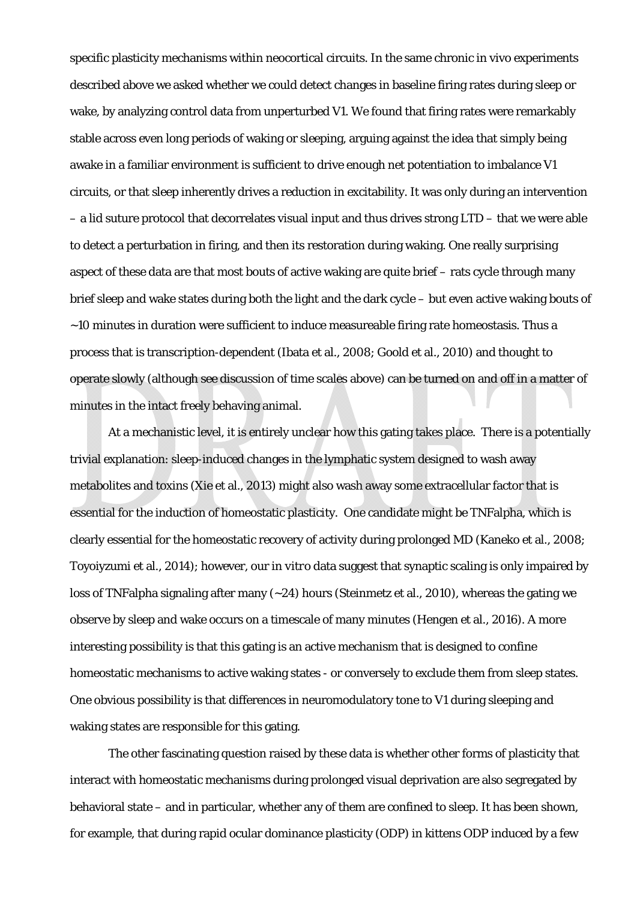specific plasticity mechanisms within neocortical circuits. In the same chronic in vivo experiments described above we asked whether we could detect changes in baseline firing rates during sleep or wake, by analyzing control data from unperturbed V1. We found that firing rates were remarkably stable across even long periods of waking or sleeping, arguing against the idea that simply being awake in a familiar environment is sufficient to drive enough net potentiation to imbalance V1 circuits, or that sleep inherently drives a reduction in excitability. It was only during an intervention – a lid suture protocol that decorrelates visual input and thus drives strong LTD – that we were able to detect a perturbation in firing, and then its restoration during waking. One really surprising aspect of these data are that most bouts of active waking are quite brief – rats cycle through many brief sleep and wake states during both the light and the dark cycle – but even active waking bouts of ~10 minutes in duration were sufficient to induce measureable firing rate homeostasis. Thus a process that is transcription-dependent (Ibata et al., 2008; Goold et al., 2010) and thought to operate slowly (although see discussion of time scales above) can be turned on and off in a matter of minutes in the intact freely behaving animal.

At a mechanistic level, it is entirely unclear how this gating takes place. There is a potentially trivial explanation: sleep-induced changes in the lymphatic system designed to wash away metabolites and toxins (Xie et al., 2013) might also wash away some extracellular factor that is essential for the induction of homeostatic plasticity. One candidate might be TNFalpha, which is clearly essential for the homeostatic recovery of activity during prolonged MD (Kaneko et al., 2008; Toyoiyzumi et al., 2014); however, our *in vitro* data suggest that synaptic scaling is only impaired by loss of TNFalpha signaling after many (~24) hours (Steinmetz et al., 2010), whereas the gating we observe by sleep and wake occurs on a timescale of many minutes (Hengen et al., 2016). A more interesting possibility is that this gating is an active mechanism that is designed to confine homeostatic mechanisms to active waking states - or conversely to exclude them from sleep states. One obvious possibility is that differences in neuromodulatory tone to V1 during sleeping and waking states are responsible for this gating.

The other fascinating question raised by these data is whether other forms of plasticity that interact with homeostatic mechanisms during prolonged visual deprivation are also segregated by behavioral state – and in particular, whether any of them are confined to sleep. It has been shown, for example, that during rapid ocular dominance plasticity (ODP) in kittens ODP induced by a few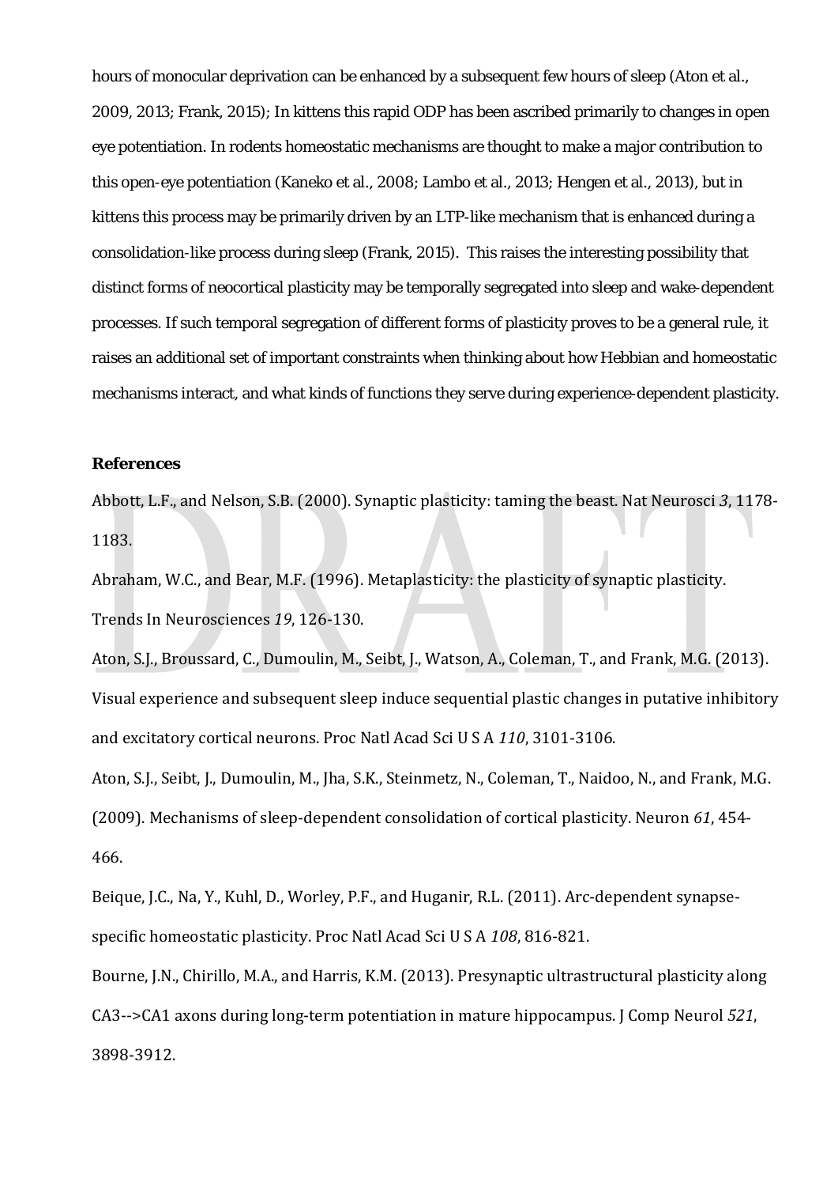hours of monocular deprivation can be enhanced by a subsequent few hours of sleep (Aton et al., 2009, 2013; Frank, 2015); In kittens this rapid ODP has been ascribed primarily to changes in open eye potentiation. In rodents homeostatic mechanisms are thought to make a major contribution to this open-eye potentiation (Kaneko et al., 2008; Lambo et al., 2013; Hengen et al., 2013), but in kittens this process may be primarily driven by an LTP-like mechanism that is enhanced during a consolidation-like process during sleep (Frank, 2015). This raises the interesting possibility that distinct forms of neocortical plasticity may be temporally segregated into sleep and wake-dependent processes. If such temporal segregation of different forms of plasticity proves to be a general rule, it raises an additional set of important constraints when thinking about how Hebbian and homeostatic mechanisms interact, and what kinds of functions they serve during experience-dependent plasticity.

**References**

Abbott, L.F., and Nelson, S.B. (2000). Synaptic plasticity: taming the beast. Nat Neurosci *3*, 1178-1183.

Abraham, W.C., and Bear, M.F. (1996). Metaplasticity: the plasticity of synaptic plasticity. Trends In Neurosciences *19*, 126-130.

Aton, S.J., Broussard, C., Dumoulin, M., Seibt, J., Watson, A., Coleman, T., and Frank, M.G. (2013). Visual experience and subsequent sleep induce sequential plastic changes in putative inhibitory and excitatory cortical neurons. Proc Natl Acad Sci U S A *110*, 3101-3106.

Aton, S.J., Seibt, J., Dumoulin, M., Jha, S.K., Steinmetz, N., Coleman, T., Naidoo, N., and Frank, M.G. (2009). Mechanisms of sleep-dependent consolidation of cortical plasticity. Neuron *61*, 454-466.

Beique, J.C., Na, Y., Kuhl, D., Worley, P.F., and Huganir, R.L. (2011). Arc-dependent synapse-specific homeostatic plasticity. Proc Natl Acad Sci U S A *108*, 816-821.

Bourne, J.N., Chirillo, M.A., and Harris, K.M. (2013). Presynaptic ultrastructural plasticity along CA3-->CA1 axons during long-term potentiation in mature hippocampus. J Comp Neurol *521*, 3898-3912.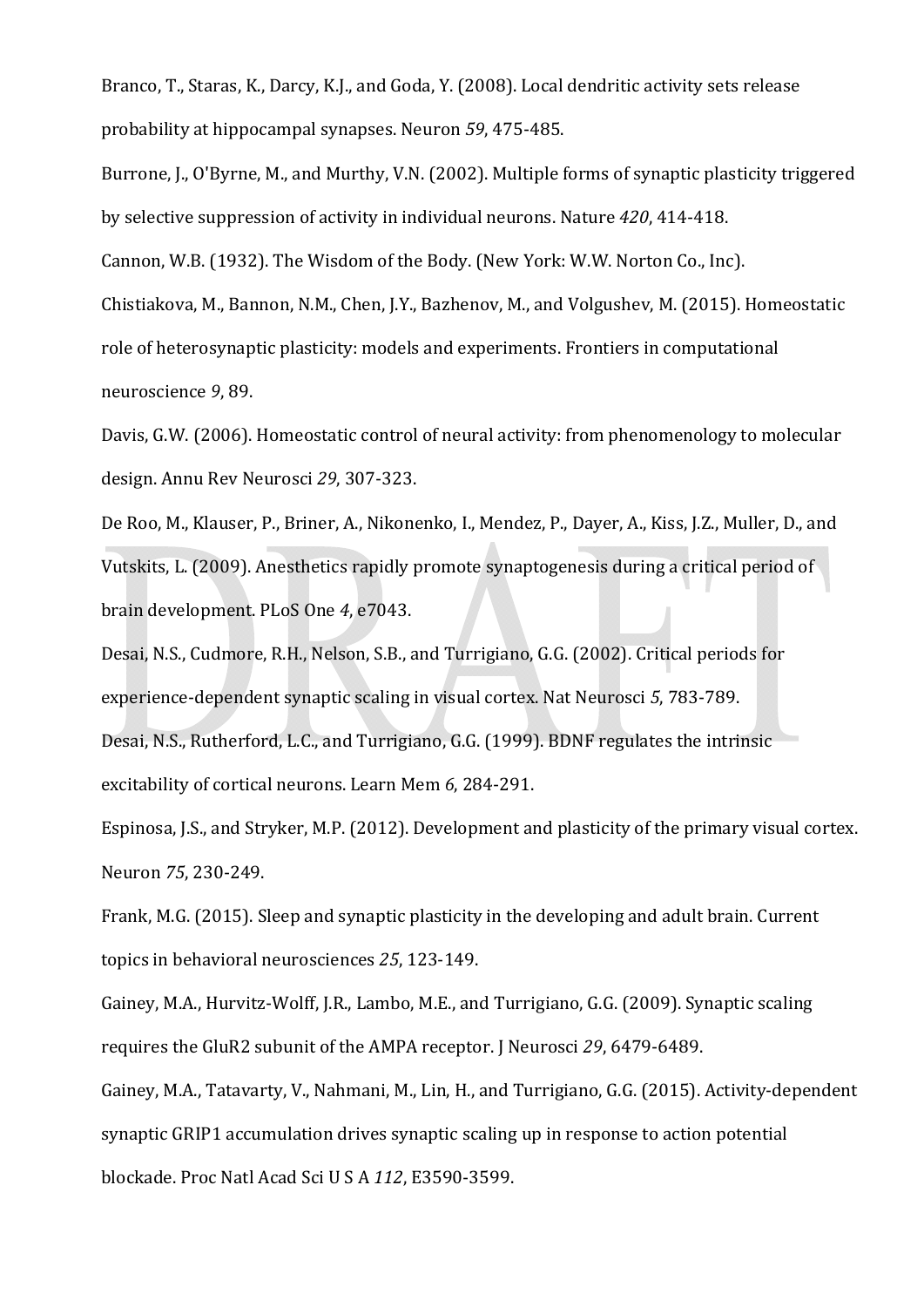Branco, T., Staras, K., Darcy, K.J., and Goda, Y. (2008). Local dendritic activity sets release probability at hippocampal synapses. Neuron *59*, 475-485.

Burrone, J., O'Byrne, M., and Murthy, V.N. (2002). Multiple forms of synaptic plasticity triggered by selective suppression of activity in individual neurons. Nature *420*, 414-418.

Cannon, W.B. (1932). The Wisdom of the Body. (New York: W.W. Norton Co., Inc).

Chistiakova, M., Bannon, N.M., Chen, J.Y., Bazhenov, M., and Volgushev, M. (2015). Homeostatic role of heterosynaptic plasticity: models and experiments. Frontiers in computational neuroscience *9*, 89.

Davis, G.W. (2006). Homeostatic control of neural activity: from phenomenology to molecular design. Annu Rev Neurosci *29*, 307-323.

De Roo, M., Klauser, P., Briner, A., Nikonenko, I., Mendez, P., Dayer, A., Kiss, J.Z., Muller, D., and Vutskits, L. (2009). Anesthetics rapidly promote synaptogenesis during a critical period of brain development. PLoS One *4*, e7043.

Desai, N.S., Cudmore, R.H., Nelson, S.B., and Turrigiano, G.G. (2002). Critical periods for experience-dependent synaptic scaling in visual cortex. Nat Neurosci *5*, 783-789.

Desai, N.S., Rutherford, L.C., and Turrigiano, G.G. (1999). BDNF regulates the intrinsic excitability of cortical neurons. Learn Mem *6*, 284-291.

Espinosa, J.S., and Stryker, M.P. (2012). Development and plasticity of the primary visual cortex. Neuron *75*, 230-249.

Frank, M.G. (2015). Sleep and synaptic plasticity in the developing and adult brain. Current topics in behavioral neurosciences *25*, 123-149.

Gainey, M.A., Hurvitz-Wolff, J.R., Lambo, M.E., and Turrigiano, G.G. (2009). Synaptic scaling requires the GluR2 subunit of the AMPA receptor. J Neurosci *29*, 6479-6489.

Gainey, M.A., Tatavarty, V., Nahmani, M., Lin, H., and Turrigiano, G.G. (2015). Activity-dependent synaptic GRIP1 accumulation drives synaptic scaling up in response to action potential blockade. Proc Natl Acad Sci U S A *112*, E3590-3599.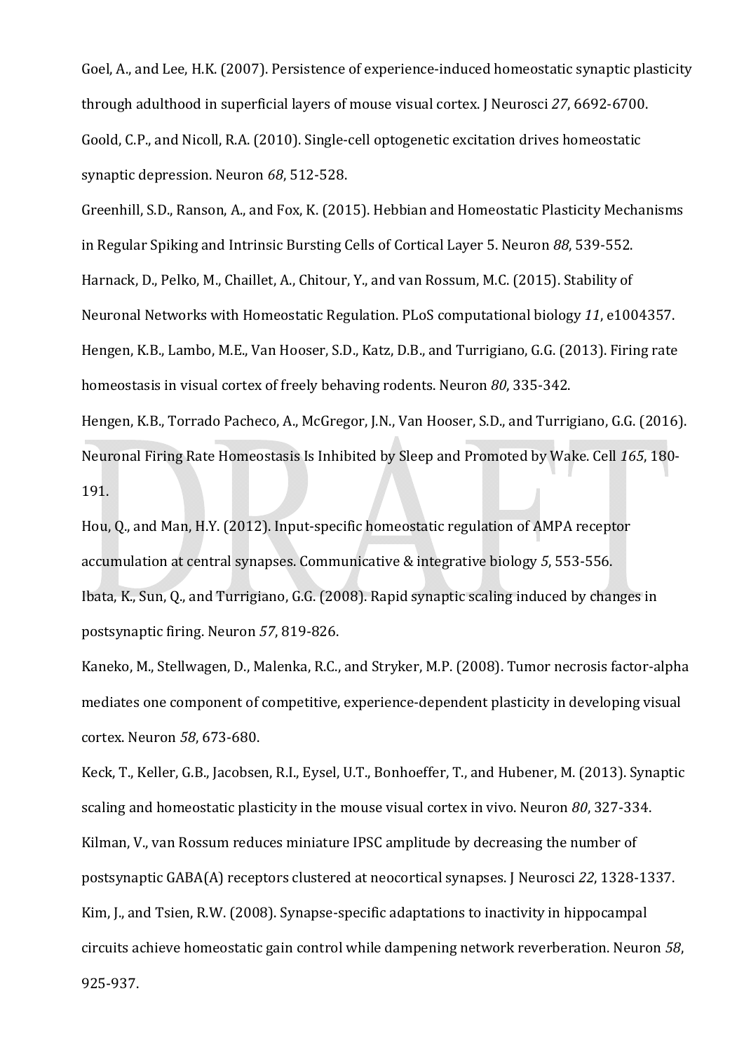Goel, A., and Lee, H.K. (2007). Persistence of experience-induced homeostatic synaptic plasticity through adulthood in superficial layers of mouse visual cortex. J Neurosci *27*, 6692-6700.

Goold, C.P., and Nicoll, R.A. (2010). Single-cell optogenetic excitation drives homeostatic synaptic depression. Neuron *68*, 512-528.

Greenhill, S.D., Ranson, A., and Fox, K. (2015). Hebbian and Homeostatic Plasticity Mechanisms in Regular Spiking and Intrinsic Bursting Cells of Cortical Layer 5. Neuron *88*, 539-552.

Harnack, D., Pelko, M., Chaillet, A., Chitour, Y., and van Rossum, M.C. (2015). Stability of Neuronal Networks with Homeostatic Regulation. PLoS computational biology *11*, e1004357.

Hengen, K.B., Lambo, M.E., Van Hooser, S.D., Katz, D.B., and Turrigiano, G.G. (2013). Firing rate homeostasis in visual cortex of freely behaving rodents. Neuron *80*, 335-342.

Hengen, K.B., Torrado Pacheco, A., McGregor, J.N., Van Hooser, S.D., and Turrigiano, G.G. (2016). Neuronal Firing Rate Homeostasis Is Inhibited by Sleep and Promoted by Wake. Cell *165*, 180-191.

Hou, Q., and Man, H.Y. (2012). Input-specific homeostatic regulation of AMPA receptor accumulation at central synapses. Communicative & integrative biology *5*, 553-556.

Ibata, K., Sun, Q., and Turrigiano, G.G. (2008). Rapid synaptic scaling induced by changes in postsynaptic firing. Neuron *57*, 819-826.

Kaneko, M., Stellwagen, D., Malenka, R.C., and Stryker, M.P. (2008). Tumor necrosis factor-alpha mediates one component of competitive, experience-dependent plasticity in developing visual cortex. Neuron *58*, 673-680.

Keck, T., Keller, G.B., Jacobsen, R.I., Eysel, U.T., Bonhoeffer, T., and Hubener, M. (2013). Synaptic scaling and homeostatic plasticity in the mouse visual cortex in vivo. Neuron *80*, 327-334.

Kilman, V., van Rossum reduces miniature IPSC amplitude by decreasing the number of postsynaptic GABA(A) receptors clustered at neocortical synapses. J Neurosci *22*, 1328-1337.

Kim, J., and Tsien, R.W. (2008). Synapse-specific adaptations to inactivity in hippocampal circuits achieve homeostatic gain control while dampening network reverberation. Neuron *58*, 925-937.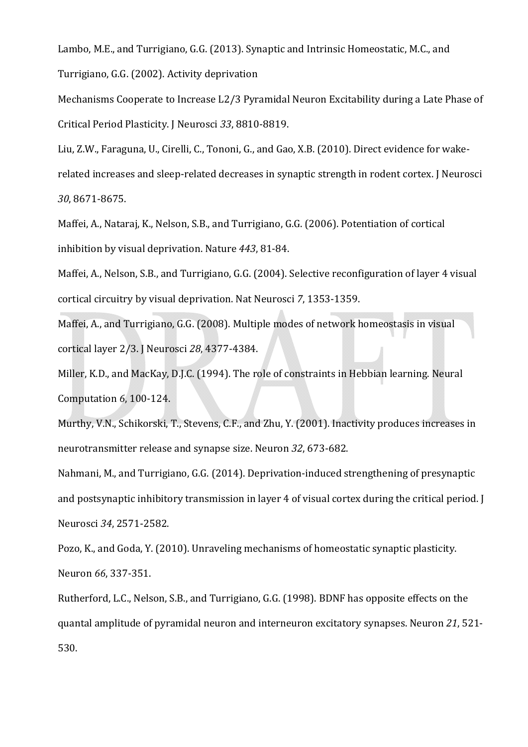Lambo, M.E., and Turrigiano, G.G. (2013). Synaptic and Intrinsic Homeostatic, M.C., and Turrigiano, G.G. (2002). Activity deprivation

Mechanisms Cooperate to Increase L2/3 Pyramidal Neuron Excitability during a Late Phase of Critical Period Plasticity. J Neurosci *33*, 8810-8819.

Liu, Z.W., Faraguna, U., Cirelli, C., Tononi, G., and Gao, X.B. (2010). Direct evidence for wake-related increases and sleep-related decreases in synaptic strength in rodent cortex. J Neurosci *30*, 8671-8675.

Maffei, A., Nataraj, K., Nelson, S.B., and Turrigiano, G.G. (2006). Potentiation of cortical inhibition by visual deprivation. Nature *443*, 81-84.

Maffei, A., Nelson, S.B., and Turrigiano, G.G. (2004). Selective reconfiguration of layer 4 visual cortical circuitry by visual deprivation. Nat Neurosci *7*, 1353-1359.

Maffei, A., and Turrigiano, G.G. (2008). Multiple modes of network homeostasis in visual cortical layer 2/3. J Neurosci *28*, 4377-4384.

Miller, K.D., and MacKay, D.J.C. (1994). The role of constraints in Hebbian learning. Neural Computation *6*, 100-124.

Murthy, V.N., Schikorski, T., Stevens, C.F., and Zhu, Y. (2001). Inactivity produces increases in neurotransmitter release and synapse size. Neuron *32*, 673-682.

Nahmani, M., and Turrigiano, G.G. (2014). Deprivation-induced strengthening of presynaptic and postsynaptic inhibitory transmission in layer 4 of visual cortex during the critical period. J Neurosci *34*, 2571-2582.

Pozo, K., and Goda, Y. (2010). Unraveling mechanisms of homeostatic synaptic plasticity. Neuron *66*, 337-351.

Rutherford, L.C., Nelson, S.B., and Turrigiano, G.G. (1998). BDNF has opposite effects on the quantal amplitude of pyramidal neuron and interneuron excitatory synapses. Neuron *21*, 521-530.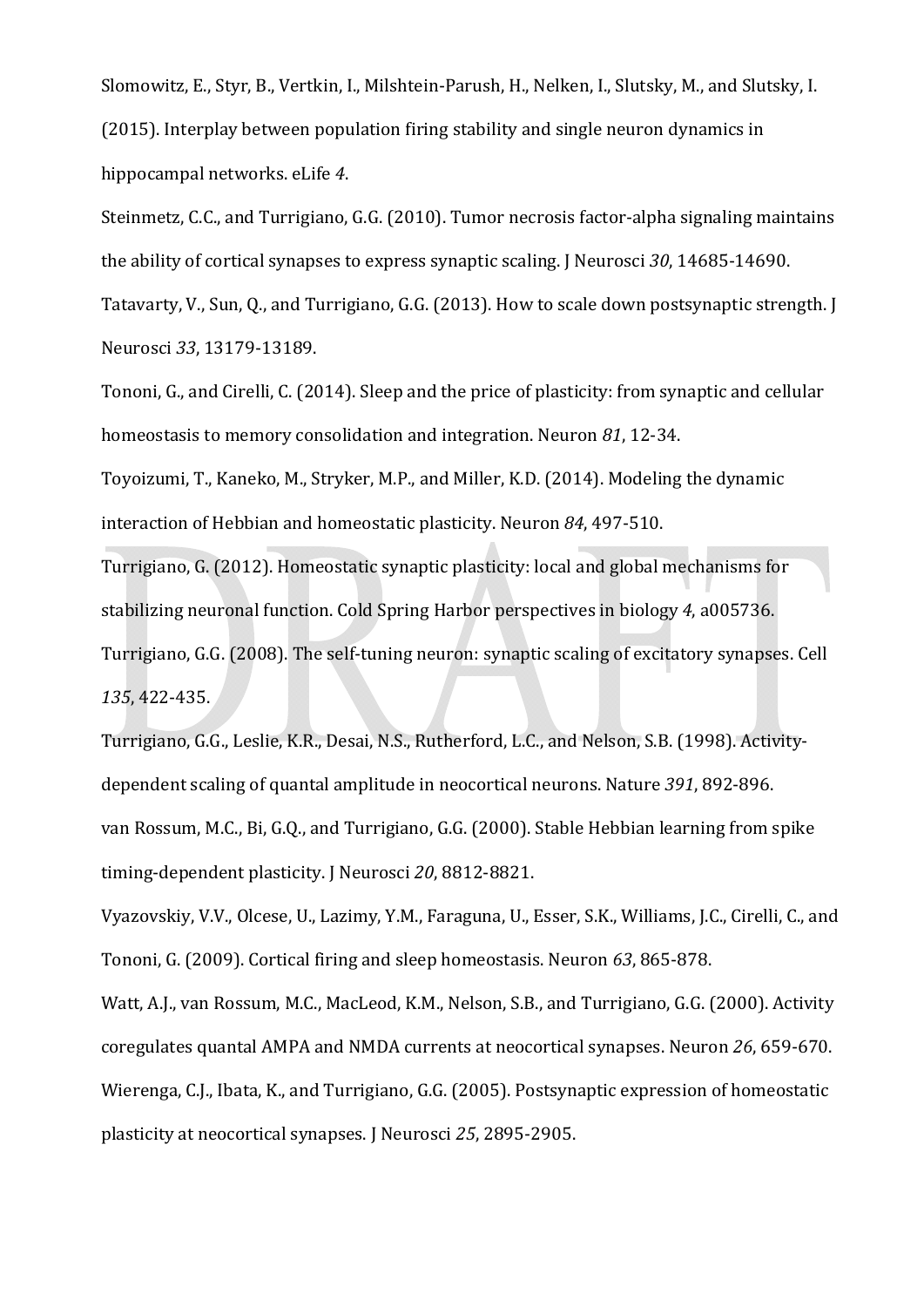Slomowitz, E., Styr, B., Vertkin, I., Milshtein-Parush, H., Nelken, I., Slutsky, M., and Slutsky, I. (2015). Interplay between population firing stability and single neuron dynamics in hippocampal networks. eLife *4*.

Steinmetz, C.C., and Turrigiano, G.G. (2010). Tumor necrosis factor-alpha signaling maintains the ability of cortical synapses to express synaptic scaling. J Neurosci *30*, 14685-14690.

Tatavarty, V., Sun, Q., and Turrigiano, G.G. (2013). How to scale down postsynaptic strength. J Neurosci *33*, 13179-13189.

Tononi, G., and Cirelli, C. (2014). Sleep and the price of plasticity: from synaptic and cellular homeostasis to memory consolidation and integration. Neuron *81*, 12-34.

Toyoizumi, T., Kaneko, M., Stryker, M.P., and Miller, K.D. (2014). Modeling the dynamic interaction of Hebbian and homeostatic plasticity. Neuron *84*, 497-510.

Turrigiano, G. (2012). Homeostatic synaptic plasticity: local and global mechanisms for stabilizing neuronal function. Cold Spring Harbor perspectives in biology *4*, a005736.

Turrigiano, G.G. (2008). The self-tuning neuron: synaptic scaling of excitatory synapses. Cell *135*, 422-435.

Turrigiano, G.G., Leslie, K.R., Desai, N.S., Rutherford, L.C., and Nelson, S.B. (1998). Activity-dependent scaling of quantal amplitude in neocortical neurons. Nature *391*, 892-896.

van Rossum, M.C., Bi, G.Q., and Turrigiano, G.G. (2000). Stable Hebbian learning from spike timing-dependent plasticity. J Neurosci *20*, 8812-8821.

Vyazovskiy, V.V., Olcese, U., Lazimy, Y.M., Faraguna, U., Esser, S.K., Williams, J.C., Cirelli, C., and Tononi, G. (2009). Cortical firing and sleep homeostasis. Neuron *63*, 865-878.

Watt, A.J., van Rossum, M.C., MacLeod, K.M., Nelson, S.B., and Turrigiano, G.G. (2000). Activity coregulates quantal AMPA and NMDA currents at neocortical synapses. Neuron *26*, 659-670.

Wierenga, C.J., Ibata, K., and Turrigiano, G.G. (2005). Postsynaptic expression of homeostatic plasticity at neocortical synapses. J Neurosci *25*, 2895-2905.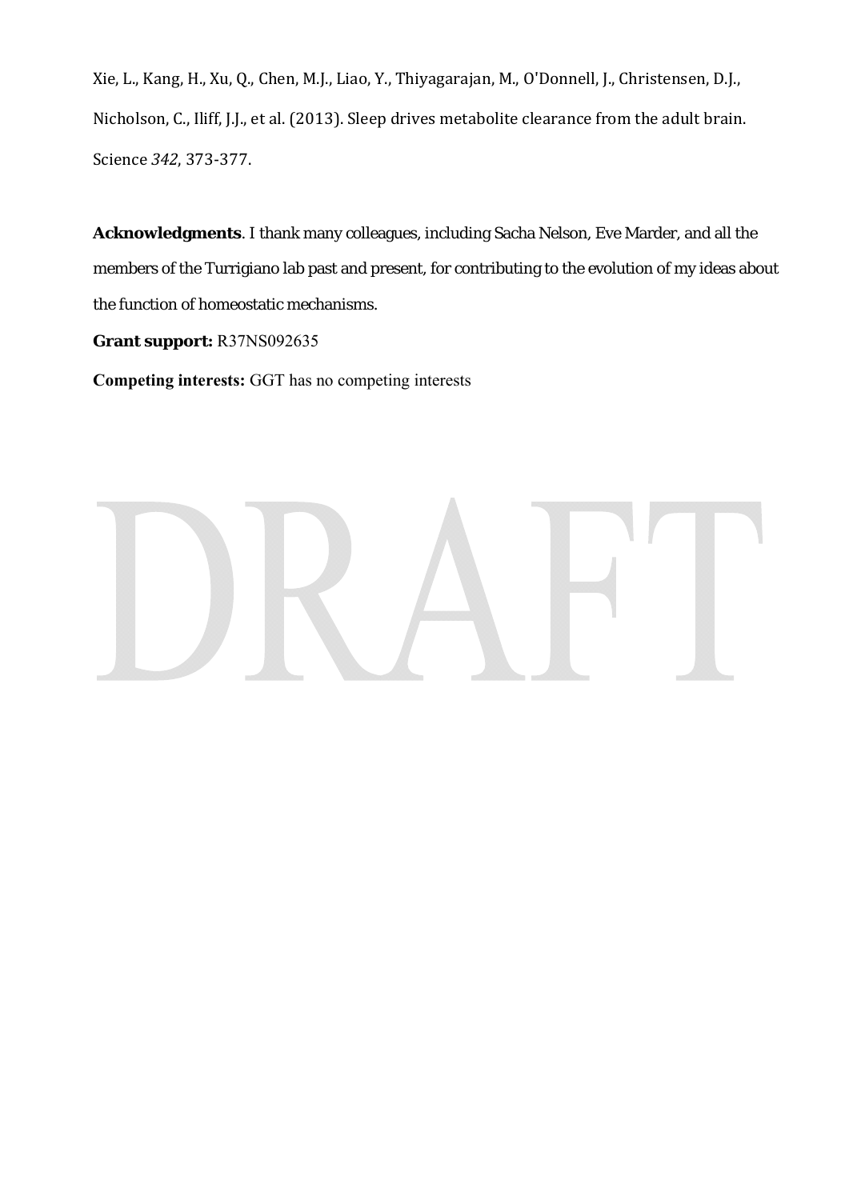Xie, L., Kang, H., Xu, Q., Chen, M.J., Liao, Y., Thiyagarajan, M., O'Donnell, J., Christensen, D.J., Nicholson, C., Iliff, J.J., et al. (2013). Sleep drives metabolite clearance from the adult brain. Science *342*, 373-377.

**Acknowledgments**. I thank many colleagues, including Sacha Nelson, Eve Marder, and all the members of the Turrigiano lab past and present, for contributing to the evolution of my ideas about the function of homeostatic mechanisms.

**Grant support:** R37NS092635

**Competing interests:** GGT has no competing interests